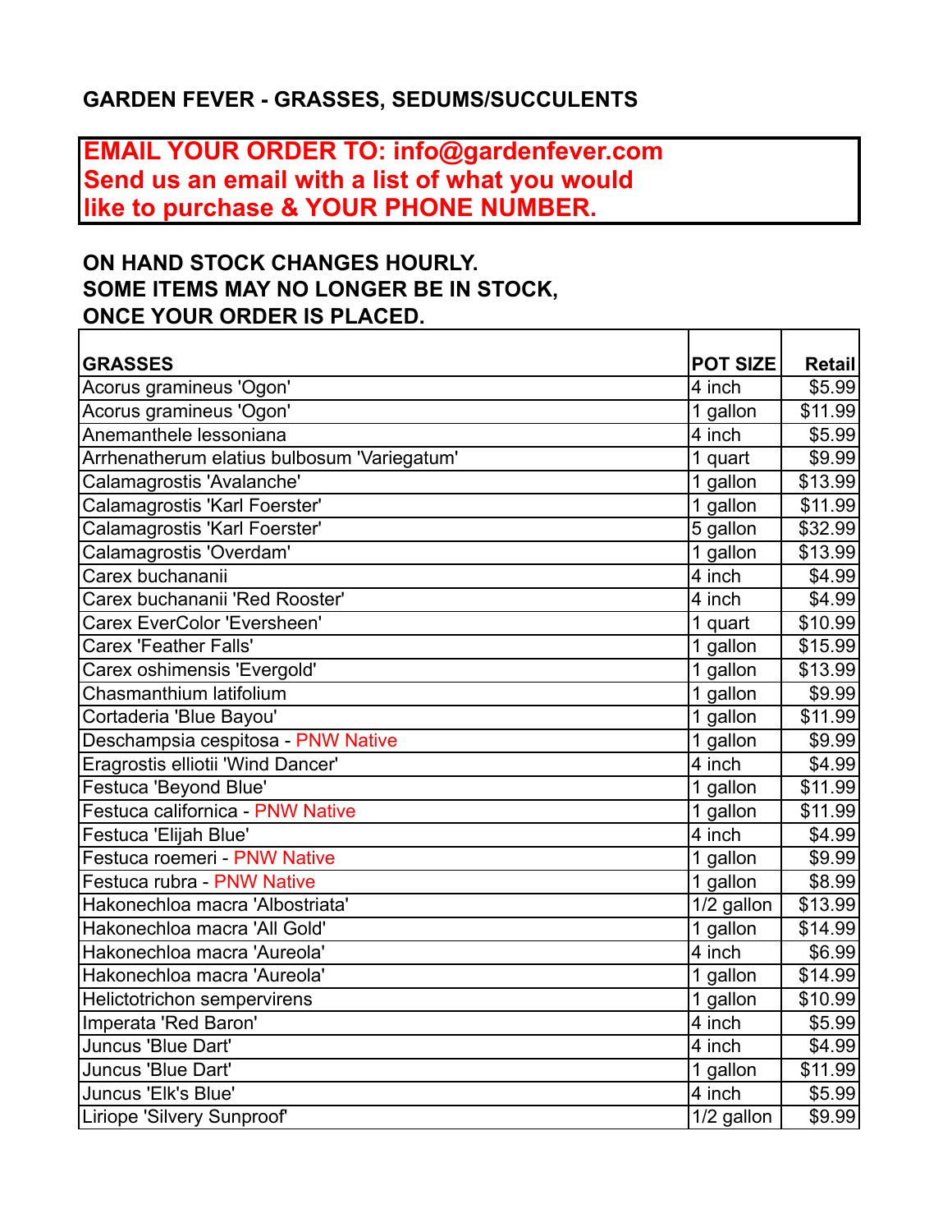# GARDEN FEVER - GRASSES, SEDUMS/SUCCULENTS

**EMAIL YOUR ORDER TO: info@gardenfever.com**
**Send us an email with a list of what you would like to purchase & YOUR PHONE NUMBER.**

**ON HAND STOCK CHANGES HOURLY.**
**SOME ITEMS MAY NO LONGER BE IN STOCK,**
**ONCE YOUR ORDER IS PLACED.**

| GRASSES | POT SIZE | Retail |
|---|---|---|
| Acorus gramineus 'Ogon' | 4 inch | $5.99 |
| Acorus gramineus 'Ogon' | 1 gallon | $11.99 |
| Anemanthele lessoniana | 4 inch | $5.99 |
| Arrhenatherum elatius bulbosum 'Variegatum' | 1 quart | $9.99 |
| Calamagrostis 'Avalanche' | 1 gallon | $13.99 |
| Calamagrostis 'Karl Foerster' | 1 gallon | $11.99 |
| Calamagrostis 'Karl Foerster' | 5 gallon | $32.99 |
| Calamagrostis 'Overdam' | 1 gallon | $13.99 |
| Carex buchananii | 4 inch | $4.99 |
| Carex buchananii 'Red Rooster' | 4 inch | $4.99 |
| Carex EverColor 'Eversheen' | 1 quart | $10.99 |
| Carex 'Feather Falls' | 1 gallon | $15.99 |
| Carex oshimensis 'Evergold' | 1 gallon | $13.99 |
| Chasmanthium latifolium | 1 gallon | $9.99 |
| Cortaderia 'Blue Bayou' | 1 gallon | $11.99 |
| Deschampsia cespitosa - PNW Native | 1 gallon | $9.99 |
| Eragrostis elliotii 'Wind Dancer' | 4 inch | $4.99 |
| Festuca 'Beyond Blue' | 1 gallon | $11.99 |
| Festuca californica - PNW Native | 1 gallon | $11.99 |
| Festuca 'Elijah Blue' | 4 inch | $4.99 |
| Festuca roemeri - PNW Native | 1 gallon | $9.99 |
| Festuca rubra - PNW Native | 1 gallon | $8.99 |
| Hakonechloa macra 'Albostriata' | 1/2 gallon | $13.99 |
| Hakonechloa macra 'All Gold' | 1 gallon | $14.99 |
| Hakonechloa macra 'Aureola' | 4 inch | $6.99 |
| Hakonechloa macra 'Aureola' | 1 gallon | $14.99 |
| Helictotrichon sempervirens | 1 gallon | $10.99 |
| Imperata 'Red Baron' | 4 inch | $5.99 |
| Juncus 'Blue Dart' | 4 inch | $4.99 |
| Juncus 'Blue Dart' | 1 gallon | $11.99 |
| Juncus 'Elk's Blue' | 4 inch | $5.99 |
| Liriope 'Silvery Sunproof' | 1/2 gallon | $9.99 |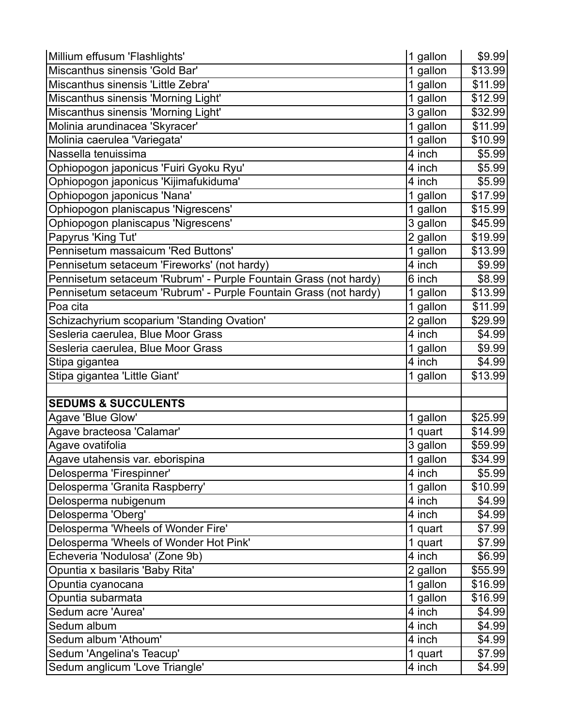| Millium effusum 'Flashlights' | 1 gallon | $9.99 |
|---|---|---|
| Miscanthus sinensis 'Gold Bar' | 1 gallon | $13.99 |
| Miscanthus sinensis 'Little Zebra' | 1 gallon | $11.99 |
| Miscanthus sinensis 'Morning Light' | 1 gallon | $12.99 |
| Miscanthus sinensis 'Morning Light' | 3 gallon | $32.99 |
| Molinia arundinacea 'Skyracer' | 1 gallon | $11.99 |
| Molinia caerulea 'Variegata' | 1 gallon | $10.99 |
| Nassella tenuissima | 4 inch | $5.99 |
| Ophiopogon japonicus 'Fuiri Gyoku Ryu' | 4 inch | $5.99 |
| Ophiopogon japonicus 'Kijimafukiduma' | 4 inch | $5.99 |
| Ophiopogon japonicus 'Nana' | 1 gallon | $17.99 |
| Ophiopogon planiscapus 'Nigrescens' | 1 gallon | $15.99 |
| Ophiopogon planiscapus 'Nigrescens' | 3 gallon | $45.99 |
| Papyrus 'King Tut' | 2 gallon | $19.99 |
| Pennisetum massaicum 'Red Buttons' | 1 gallon | $13.99 |
| Pennisetum setaceum 'Fireworks' (not hardy) | 4 inch | $9.99 |
| Pennisetum setaceum 'Rubrum' - Purple Fountain Grass (not hardy) | 6 inch | $8.99 |
| Pennisetum setaceum 'Rubrum' - Purple Fountain Grass (not hardy) | 1 gallon | $13.99 |
| Poa cita | 1 gallon | $11.99 |
| Schizachyrium scoparium 'Standing Ovation' | 2 gallon | $29.99 |
| Sesleria caerulea, Blue Moor Grass | 4 inch | $4.99 |
| Sesleria caerulea, Blue Moor Grass | 1 gallon | $9.99 |
| Stipa gigantea | 4 inch | $4.99 |
| Stipa gigantea 'Little Giant' | 1 gallon | $13.99 |
| | | |
| **SEDUMS & SUCCULENTS** | | |
| Agave 'Blue Glow' | 1 gallon | $25.99 |
| Agave bracteosa 'Calamar' | 1 quart | $14.99 |
| Agave ovatifolia | 3 gallon | $59.99 |
| Agave utahensis var. eborispina | 1 gallon | $34.99 |
| Delosperma 'Firespinner' | 4 inch | $5.99 |
| Delosperma 'Granita Raspberry' | 1 gallon | $10.99 |
| Delosperma nubigenum | 4 inch | $4.99 |
| Delosperma 'Oberg' | 4 inch | $4.99 |
| Delosperma 'Wheels of Wonder Fire' | 1 quart | $7.99 |
| Delosperma 'Wheels of Wonder Hot Pink' | 1 quart | $7.99 |
| Echeveria 'Nodulosa' (Zone 9b) | 4 inch | $6.99 |
| Opuntia x basilaris 'Baby Rita' | 2 gallon | $55.99 |
| Opuntia cyanocana | 1 gallon | $16.99 |
| Opuntia subarmata | 1 gallon | $16.99 |
| Sedum acre 'Aurea' | 4 inch | $4.99 |
| Sedum album | 4 inch | $4.99 |
| Sedum album 'Athoum' | 4 inch | $4.99 |
| Sedum 'Angelina's Teacup' | 1 quart | $7.99 |
| Sedum anglicum 'Love Triangle' | 4 inch | $4.99 |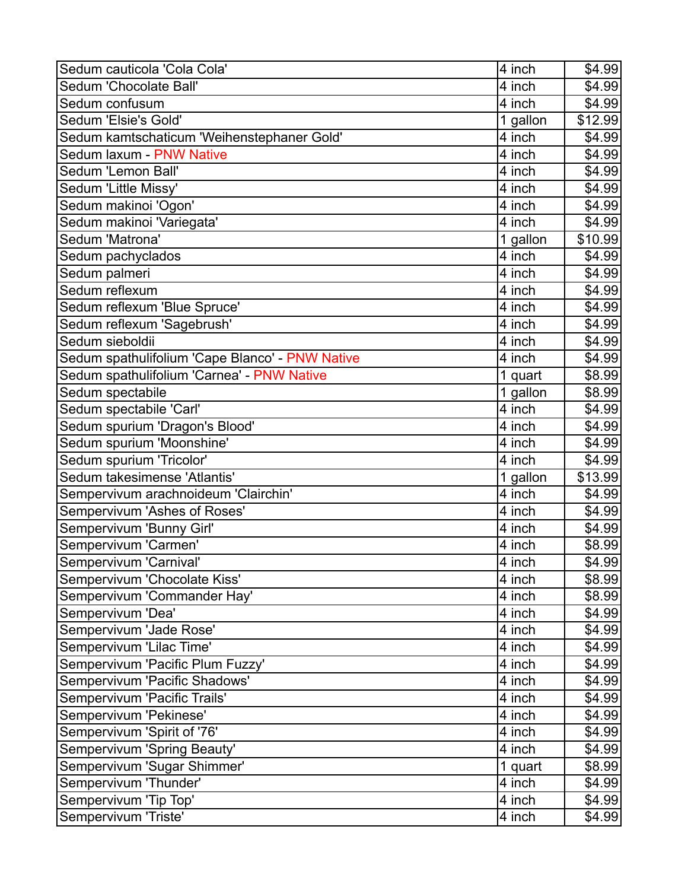| | | |
|---|---|---|
| Sedum cauticola 'Cola Cola' | 4 inch | $4.99 |
| Sedum 'Chocolate Ball' | 4 inch | $4.99 |
| Sedum confusum | 4 inch | $4.99 |
| Sedum 'Elsie's Gold' | 1 gallon | $12.99 |
| Sedum kamtschaticum 'Weihenstephaner Gold' | 4 inch | $4.99 |
| Sedum laxum - PNW Native | 4 inch | $4.99 |
| Sedum 'Lemon Ball' | 4 inch | $4.99 |
| Sedum 'Little Missy' | 4 inch | $4.99 |
| Sedum makinoi 'Ogon' | 4 inch | $4.99 |
| Sedum makinoi 'Variegata' | 4 inch | $4.99 |
| Sedum 'Matrona' | 1 gallon | $10.99 |
| Sedum pachyclados | 4 inch | $4.99 |
| Sedum palmeri | 4 inch | $4.99 |
| Sedum reflexum | 4 inch | $4.99 |
| Sedum reflexum 'Blue Spruce' | 4 inch | $4.99 |
| Sedum reflexum 'Sagebrush' | 4 inch | $4.99 |
| Sedum sieboldii | 4 inch | $4.99 |
| Sedum spathulifolium 'Cape Blanco' - PNW Native | 4 inch | $4.99 |
| Sedum spathulifolium 'Carnea' - PNW Native | 1 quart | $8.99 |
| Sedum spectabile | 1 gallon | $8.99 |
| Sedum spectabile 'Carl' | 4 inch | $4.99 |
| Sedum spurium 'Dragon's Blood' | 4 inch | $4.99 |
| Sedum spurium 'Moonshine' | 4 inch | $4.99 |
| Sedum spurium 'Tricolor' | 4 inch | $4.99 |
| Sedum takesimense 'Atlantis' | 1 gallon | $13.99 |
| Sempervivum arachnoideum 'Clairchin' | 4 inch | $4.99 |
| Sempervivum 'Ashes of Roses' | 4 inch | $4.99 |
| Sempervivum 'Bunny Girl' | 4 inch | $4.99 |
| Sempervivum 'Carmen' | 4 inch | $8.99 |
| Sempervivum 'Carnival' | 4 inch | $4.99 |
| Sempervivum 'Chocolate Kiss' | 4 inch | $8.99 |
| Sempervivum 'Commander Hay' | 4 inch | $8.99 |
| Sempervivum 'Dea' | 4 inch | $4.99 |
| Sempervivum 'Jade Rose' | 4 inch | $4.99 |
| Sempervivum 'Lilac Time' | 4 inch | $4.99 |
| Sempervivum 'Pacific Plum Fuzzy' | 4 inch | $4.99 |
| Sempervivum 'Pacific Shadows' | 4 inch | $4.99 |
| Sempervivum 'Pacific Trails' | 4 inch | $4.99 |
| Sempervivum 'Pekinese' | 4 inch | $4.99 |
| Sempervivum 'Spirit of '76' | 4 inch | $4.99 |
| Sempervivum 'Spring Beauty' | 4 inch | $4.99 |
| Sempervivum 'Sugar Shimmer' | 1 quart | $8.99 |
| Sempervivum 'Thunder' | 4 inch | $4.99 |
| Sempervivum 'Tip Top' | 4 inch | $4.99 |
| Sempervivum 'Triste' | 4 inch | $4.99 |